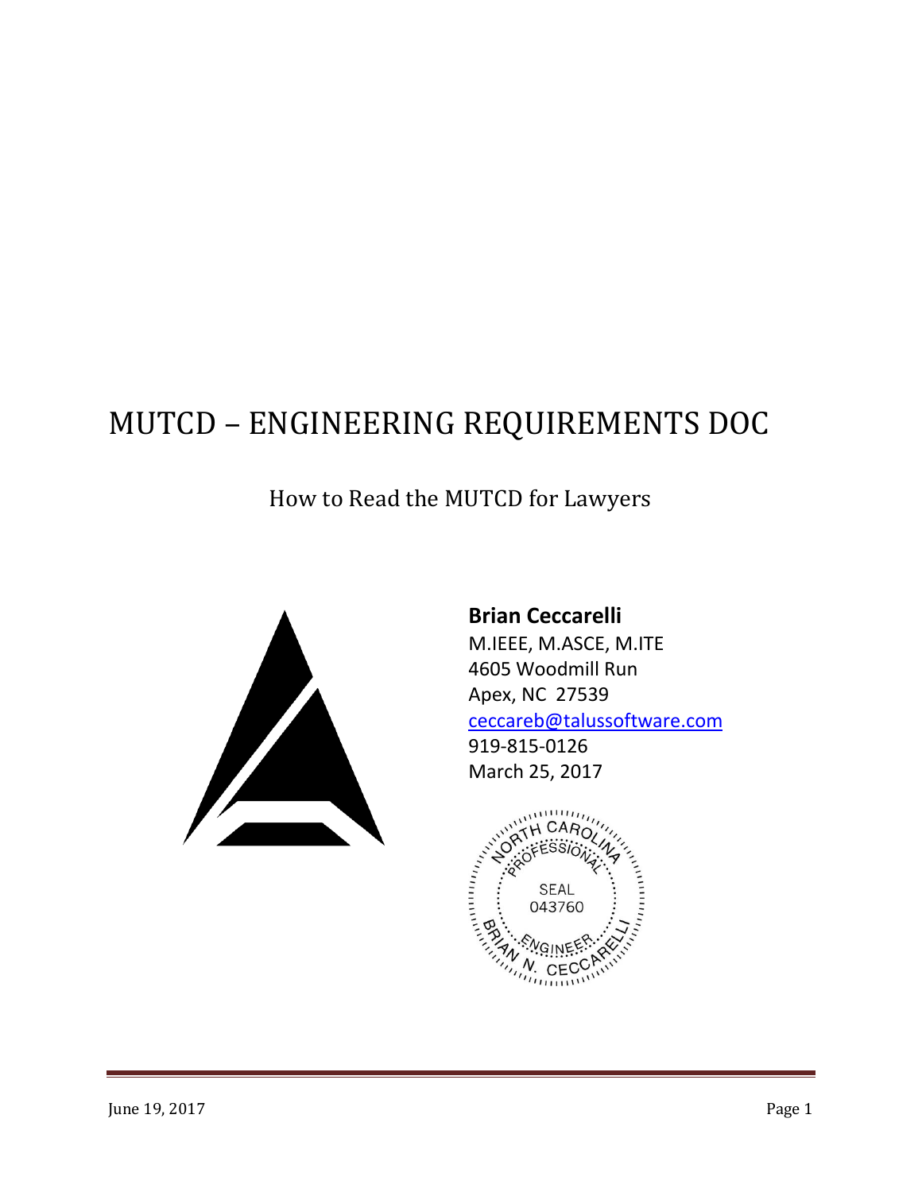# MUTCD – ENGINEERING REQUIREMENTS DOC

How to Read the MUTCD for Lawyers

**Brian Ceccarelli**
M.IEEE, M.ASCE, M.ITE
4605 Woodmill Run
Apex, NC 27539
ceccareb@talussoftware.com
919-815-0126
March 25, 2017

NORTH CAROLINA PROFESSIONAL SEAL 043760 ENGINEER BRIAN N. CECCARELLI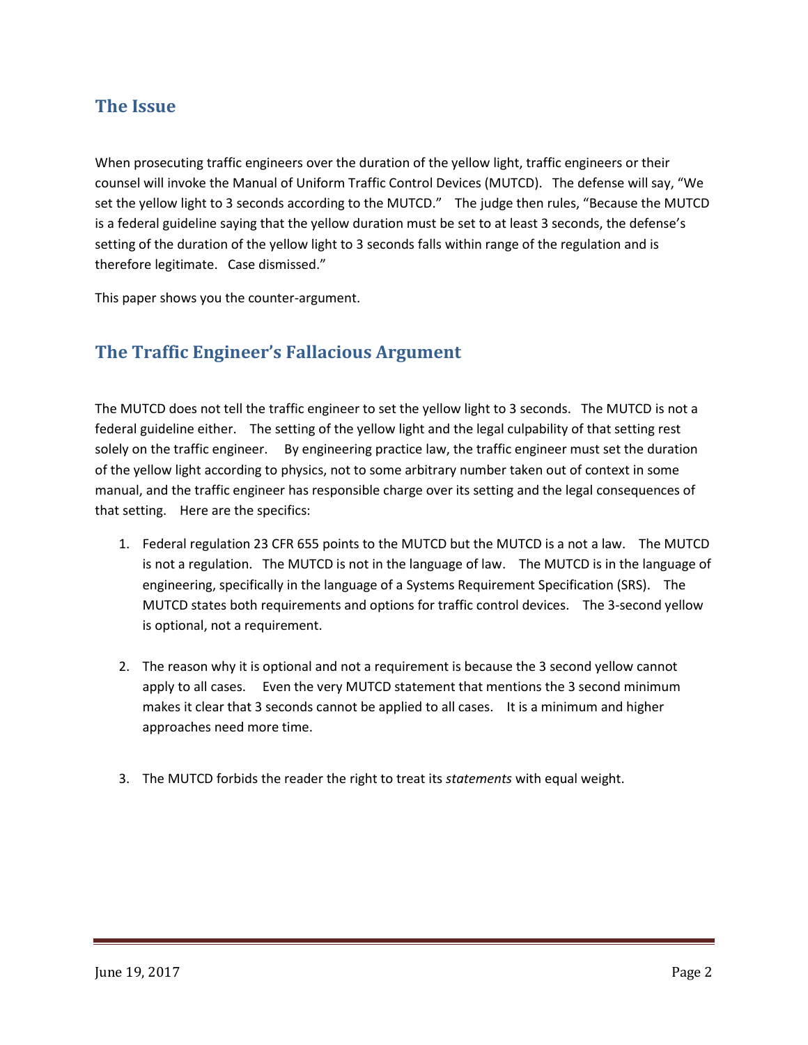## The Issue

When prosecuting traffic engineers over the duration of the yellow light, traffic engineers or their counsel will invoke the Manual of Uniform Traffic Control Devices (MUTCD). The defense will say, "We set the yellow light to 3 seconds according to the MUTCD." The judge then rules, "Because the MUTCD is a federal guideline saying that the yellow duration must be set to at least 3 seconds, the defense's setting of the duration of the yellow light to 3 seconds falls within range of the regulation and is therefore legitimate. Case dismissed."

This paper shows you the counter-argument.

## The Traffic Engineer's Fallacious Argument

The MUTCD does not tell the traffic engineer to set the yellow light to 3 seconds. The MUTCD is not a federal guideline either. The setting of the yellow light and the legal culpability of that setting rest solely on the traffic engineer. By engineering practice law, the traffic engineer must set the duration of the yellow light according to physics, not to some arbitrary number taken out of context in some manual, and the traffic engineer has responsible charge over its setting and the legal consequences of that setting. Here are the specifics:

1. Federal regulation 23 CFR 655 points to the MUTCD but the MUTCD is a not a law. The MUTCD is not a regulation. The MUTCD is not in the language of law. The MUTCD is in the language of engineering, specifically in the language of a Systems Requirement Specification (SRS). The MUTCD states both requirements and options for traffic control devices. The 3-second yellow is optional, not a requirement.

2. The reason why it is optional and not a requirement is because the 3 second yellow cannot apply to all cases. Even the very MUTCD statement that mentions the 3 second minimum makes it clear that 3 seconds cannot be applied to all cases. It is a minimum and higher approaches need more time.

3. The MUTCD forbids the reader the right to treat its *statements* with equal weight.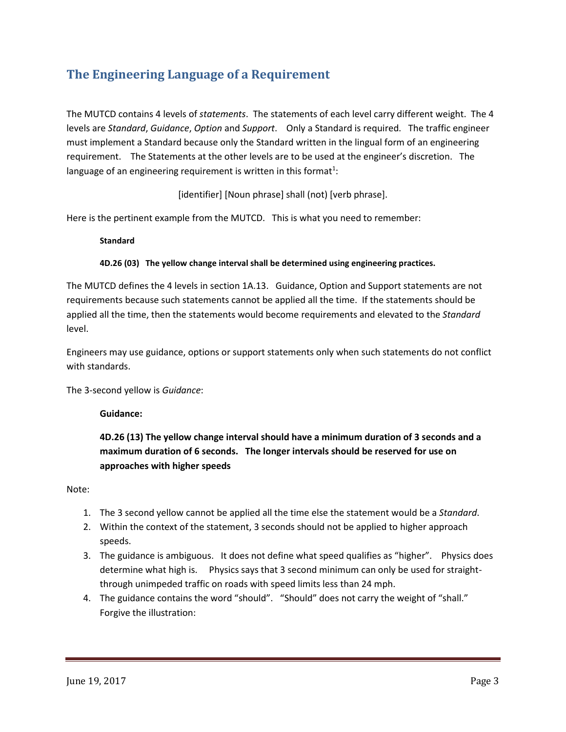## The Engineering Language of a Requirement

The MUTCD contains 4 levels of *statements*. The statements of each level carry different weight. The 4 levels are *Standard*, *Guidance*, *Option* and *Support*. Only a Standard is required. The traffic engineer must implement a Standard because only the Standard written in the lingual form of an engineering requirement. The Statements at the other levels are to be used at the engineer's discretion. The language of an engineering requirement is written in this format[1]:

[identifier] [Noun phrase] shall (not) [verb phrase].

Here is the pertinent example from the MUTCD. This is what you need to remember:

> **Standard**
>
> **4D.26 (03) The yellow change interval shall be determined using engineering practices.**

The MUTCD defines the 4 levels in section 1A.13. Guidance, Option and Support statements are not requirements because such statements cannot be applied all the time. If the statements should be applied all the time, then the statements would become requirements and elevated to the *Standard* level.

Engineers may use guidance, options or support statements only when such statements do not conflict with standards.

The 3-second yellow is *Guidance*:

> **Guidance:**
>
> **4D.26 (13) The yellow change interval should have a minimum duration of 3 seconds and a maximum duration of 6 seconds. The longer intervals should be reserved for use on approaches with higher speeds**

Note:

1. The 3 second yellow cannot be applied all the time else the statement would be a *Standard*.
2. Within the context of the statement, 3 seconds should not be applied to higher approach speeds.
3. The guidance is ambiguous. It does not define what speed qualifies as "higher". Physics does determine what high is. Physics says that 3 second minimum can only be used for straight-through unimpeded traffic on roads with speed limits less than 24 mph.
4. The guidance contains the word "should". "Should" does not carry the weight of "shall." Forgive the illustration: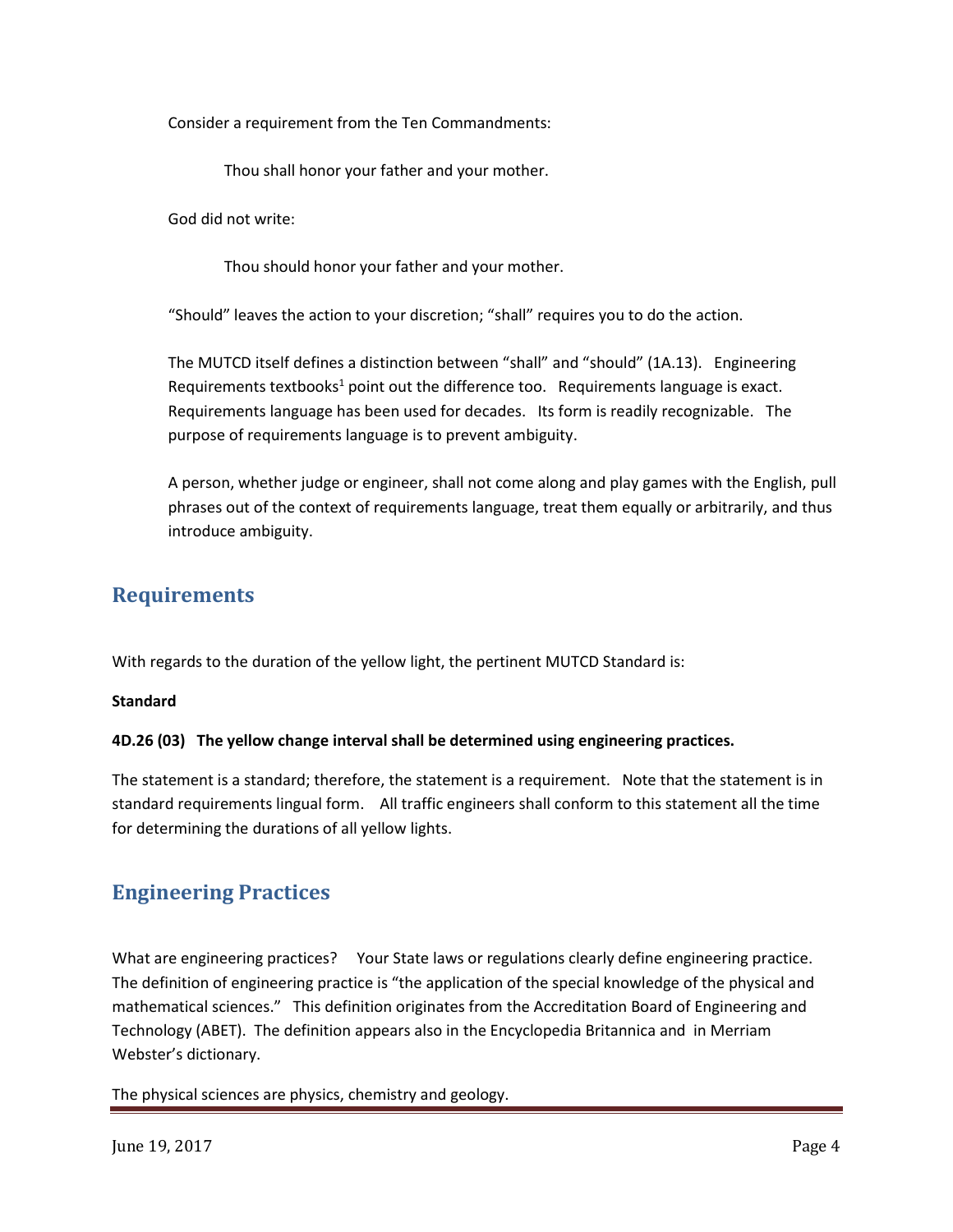Consider a requirement from the Ten Commandments:

> Thou shall honor your father and your mother.

God did not write:

> Thou should honor your father and your mother.

"Should" leaves the action to your discretion; "shall" requires you to do the action.

The MUTCD itself defines a distinction between "shall" and "should" (1A.13). Engineering Requirements textbooks[1] point out the difference too. Requirements language is exact. Requirements language has been used for decades. Its form is readily recognizable. The purpose of requirements language is to prevent ambiguity.

A person, whether judge or engineer, shall not come along and play games with the English, pull phrases out of the context of requirements language, treat them equally or arbitrarily, and thus introduce ambiguity.

## Requirements

With regards to the duration of the yellow light, the pertinent MUTCD Standard is:

**Standard**

**4D.26 (03) The yellow change interval shall be determined using engineering practices.**

The statement is a standard; therefore, the statement is a requirement. Note that the statement is in standard requirements lingual form. All traffic engineers shall conform to this statement all the time for determining the durations of all yellow lights.

## Engineering Practices

What are engineering practices? Your State laws or regulations clearly define engineering practice. The definition of engineering practice is "the application of the special knowledge of the physical and mathematical sciences." This definition originates from the Accreditation Board of Engineering and Technology (ABET). The definition appears also in the Encyclopedia Britannica and in Merriam Webster's dictionary.

The physical sciences are physics, chemistry and geology.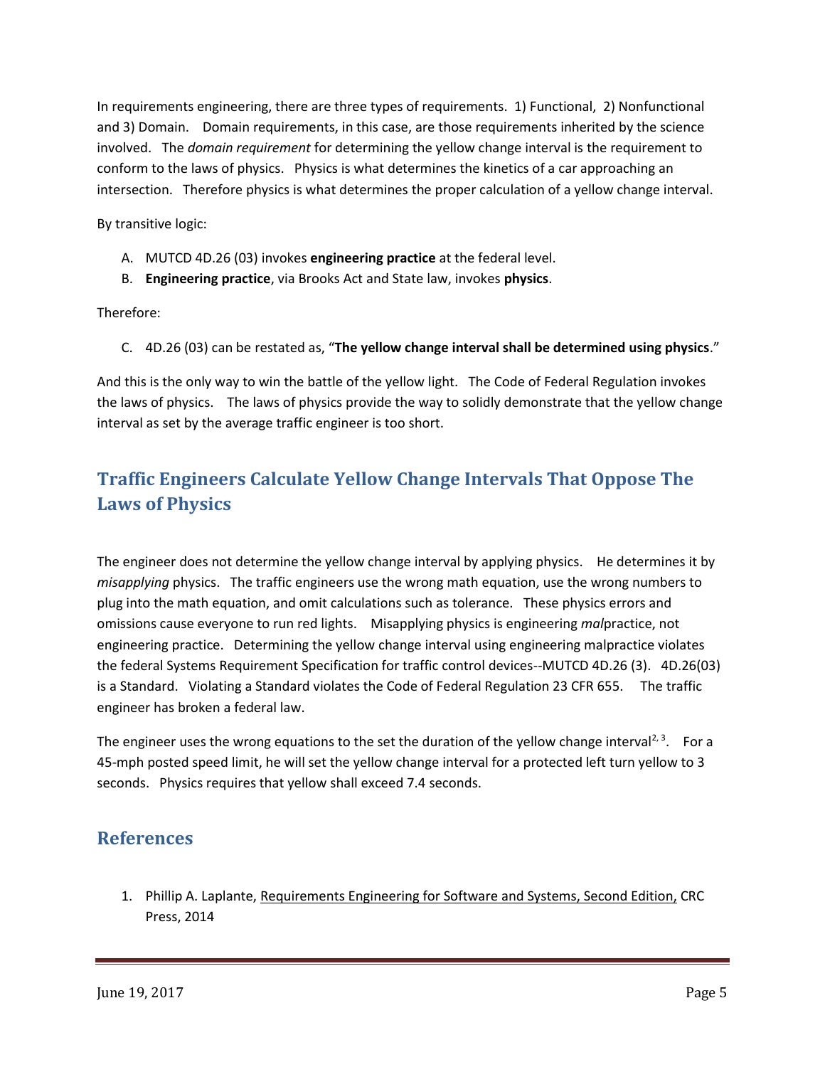In requirements engineering, there are three types of requirements. 1) Functional, 2) Nonfunctional and 3) Domain. Domain requirements, in this case, are those requirements inherited by the science involved. The *domain requirement* for determining the yellow change interval is the requirement to conform to the laws of physics. Physics is what determines the kinetics of a car approaching an intersection. Therefore physics is what determines the proper calculation of a yellow change interval.

By transitive logic:

A. MUTCD 4D.26 (03) invokes **engineering practice** at the federal level.
B. **Engineering practice**, via Brooks Act and State law, invokes **physics**.

Therefore:

C. 4D.26 (03) can be restated as, "**The yellow change interval shall be determined using physics**."

And this is the only way to win the battle of the yellow light. The Code of Federal Regulation invokes the laws of physics. The laws of physics provide the way to solidly demonstrate that the yellow change interval as set by the average traffic engineer is too short.

## Traffic Engineers Calculate Yellow Change Intervals That Oppose The Laws of Physics

The engineer does not determine the yellow change interval by applying physics. He determines it by *misapplying* physics. The traffic engineers use the wrong math equation, use the wrong numbers to plug into the math equation, and omit calculations such as tolerance. These physics errors and omissions cause everyone to run red lights. Misapplying physics is engineering *mal*practice, not engineering practice. Determining the yellow change interval using engineering malpractice violates the federal Systems Requirement Specification for traffic control devices--MUTCD 4D.26 (3). 4D.26(03) is a Standard. Violating a Standard violates the Code of Federal Regulation 23 CFR 655. The traffic engineer has broken a federal law.

The engineer uses the wrong equations to the set the duration of the yellow change interval[2, 3]. For a 45-mph posted speed limit, he will set the yellow change interval for a protected left turn yellow to 3 seconds. Physics requires that yellow shall exceed 7.4 seconds.

## References

1. Phillip A. Laplante, Requirements Engineering for Software and Systems, Second Edition, CRC Press, 2014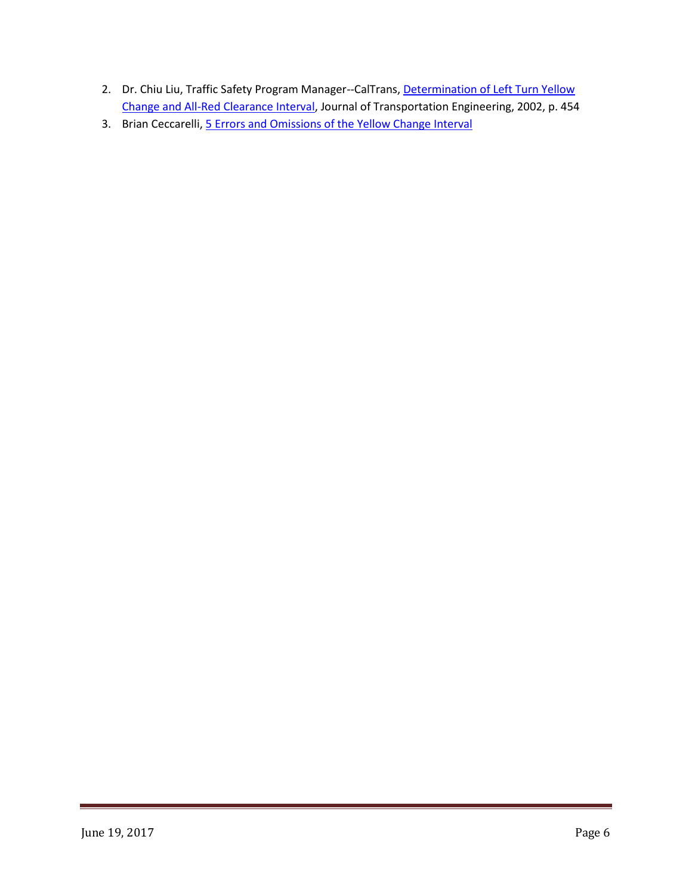2. Dr. Chiu Liu, Traffic Safety Program Manager--CalTrans, Determination of Left Turn Yellow Change and All-Red Clearance Interval, Journal of Transportation Engineering, 2002, p. 454
3. Brian Ceccarelli, 5 Errors and Omissions of the Yellow Change Interval